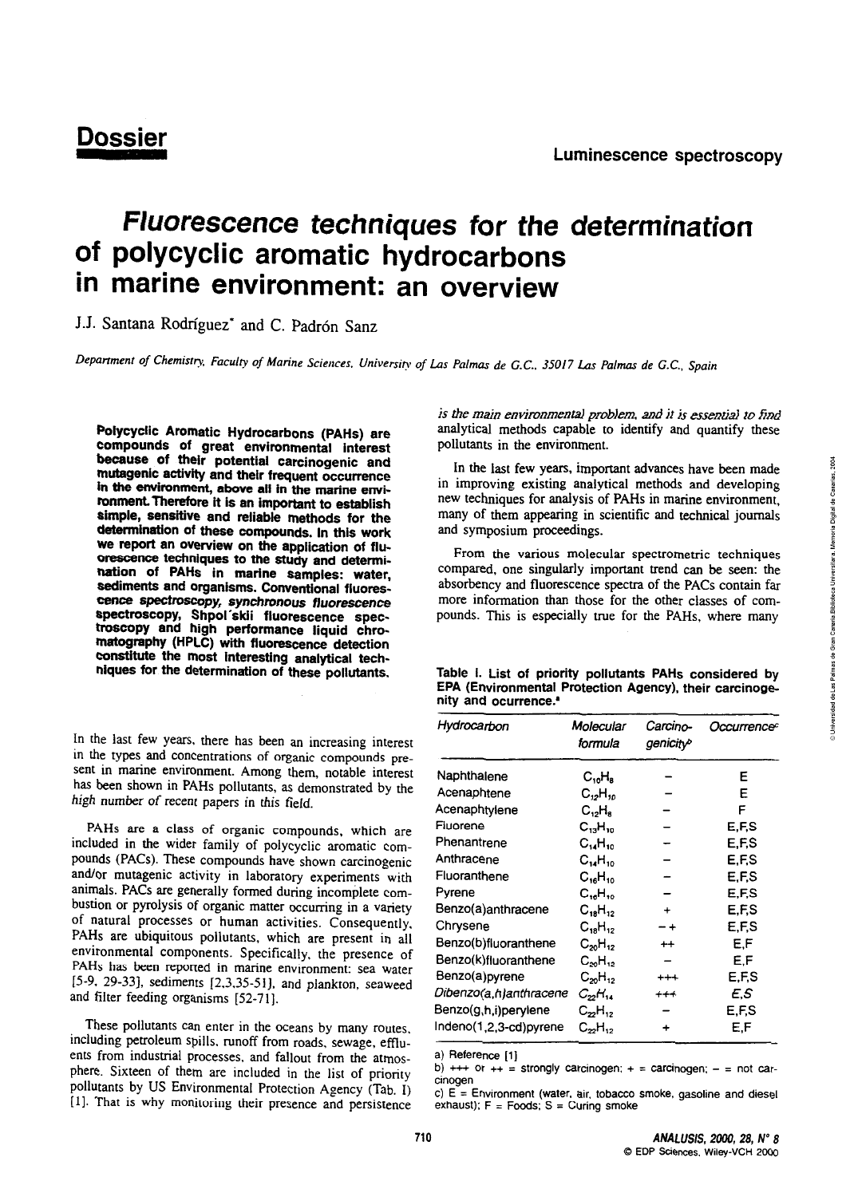**Dossier**

**Luminescence spectroscopy**

# *Fluorescence techniques for the determination of polycyclic aromatic hydrocarbons in marine environment: an overview*

J.J. Santana Rodríguez* and C. Padrón Sanz

*Department of Chemistry, Faculty of Marine Sciences, University of Las Palmas de G.C., 35017 Las Palmas de G.C., Spain*

**Polycyclic Aromatic Hydrocarbons (PAHs) are compounds of great environmental interest because of their potential carcinogenic and mutagenic activity and their frequent occurrence in the environment, above all in the marine environment. Therefore it is an important to establish simple, sensitive and reliable methods for the determination of these compounds. In this work we report an overview on the application of fluorescence techniques to the study and determination of PAHs in marine samples: water, sediments and organisms. Conventional fluorescence spectroscopy, synchronous fluorescence spectroscopy, Shpol'skii fluorescence spectroscopy and high performance liquid chromatography (HPLC) with fluorescence detection constitute the most interesting analytical techniques for the determination of these pollutants.**

In the last few years, there has been an increasing interest in the types and concentrations of organic compounds present in marine environment. Among them, notable interest has been shown in PAHs pollutants, as demonstrated by the *high number of recent papers in this field.*

PAHs are a class of organic compounds, which are included in the wider family of polycyclic aromatic compounds (PACs). These compounds have shown carcinogenic and/or mutagenic activity in laboratory experiments with animals. PACs are generally formed during incomplete combustion or pyrolysis of organic matter occurring in a variety of natural processes or human activities. Consequently, PAHs are ubiquitous pollutants, which are present in all environmental components. Specifically, the presence of PAHs has been reported in marine environment: sea water [5-9, 29-33], sediments [2,3,35-51], and plankton, seaweed and filter feeding organisms [52-71].

These pollutants can enter in the oceans by many routes, including petroleum spills, runoff from roads, sewage, effluents from industrial processes, and fallout from the atmosphere. Sixteen of them are included in the list of priority pollutants by US Environmental Protection Agency (Tab. I) [1]. That is why monitoring their presence and persistence *is the main environmental problem, and it is essential to find* analytical methods capable to identify and quantify these pollutants in the environment.

In the last few years, important advances have been made in improving existing analytical methods and developing new techniques for analysis of PAHs in marine environment, many of them appearing in scientific and technical journals and symposium proceedings.

From the various molecular spectrometric techniques compared, one singularly important trend can be seen: the absorbency and fluorescence spectra of the PACs contain far more information than those for the other classes of compounds. This is especially true for the PAHs, where many

**Table I. List of priority pollutants PAHs considered by EPA (Environmental Protection Agency), their carcinogenity and ocurrence.[a]**

| *Hydrocarbon* | *Molecular formula* | *Carcinogenicity*[b] | *Occurrence*[c] |
|---|---|---|---|
| Naphthalene | $C_{10}H_8$ | – | E |
| Acenaphtene | $C_{12}H_{10}$ | – | E |
| Acenaphtylene | $C_{12}H_8$ | – | F |
| Fluorene | $C_{13}H_{10}$ | – | E,F,S |
| Phenantrene | $C_{14}H_{10}$ | – | E,F,S |
| Anthracene | $C_{14}H_{10}$ | – | E,F,S |
| Fluoranthene | $C_{16}H_{10}$ | – | E,F,S |
| Pyrene | $C_{16}H_{10}$ | – | E,F,S |
| Benzo(a)anthracene | $C_{18}H_{12}$ | + | E,F,S |
| Chrysene | $C_{18}H_{12}$ | – + | E,F,S |
| Benzo(b)fluoranthene | $C_{20}H_{12}$ | ++ | E,F |
| Benzo(k)fluoranthene | $C_{20}H_{12}$ | – | E,F |
| Benzo(a)pyrene | $C_{20}H_{12}$ | +++ | E,F,S |
| *Dibenzo(a,h)anthracene* | *$C_{22}H_{14}$* | +++ | *E,S* |
| Benzo(g,h,i)perylene | $C_{22}H_{12}$ | – | E,F,S |
| Indeno(1,2,3-cd)pyrene | $C_{22}H_{12}$ | + | E,F |

a) Reference [1]

b) +++ or ++ = strongly carcinogen; + = carcinogen; – = not carcinogen

c) E = Environment (water, air, tobacco smoke, gasoline and diesel exhaust); F = Foods; S = Curing smoke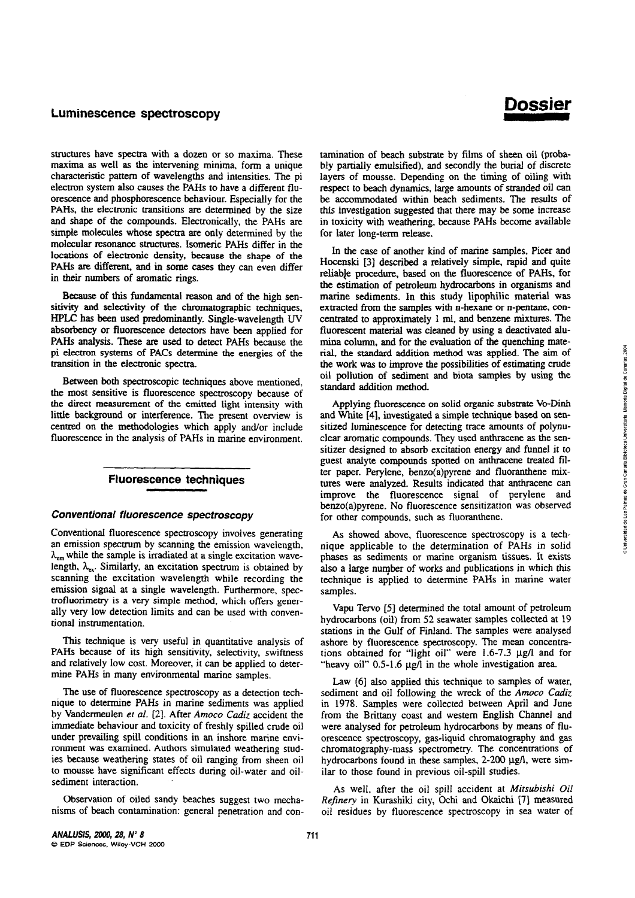structures have spectra with a dozen or so maxima. These maxima as well as the intervening minima, form a unique characteristic pattern of wavelengths and intensities. The pi electron system also causes the PAHs to have a different fluorescence and phosphorescence behaviour. Especially for the PAHs, the electronic transitions are determined by the size and shape of the compounds. Electronically, the PAHs are simple molecules whose spectra are only determined by the molecular resonance structures. Isomeric PAHs differ in the locations of electronic density, because the shape of the PAHs are different, and in some cases they can even differ in their numbers of aromatic rings.

Because of this fundamental reason and of the high sensitivity and selectivity of the chromatographic techniques, HPLC has been used predominantly. Single-wavelength UV absorbency or fluorescence detectors have been applied for PAHs analysis. These are used to detect PAHs because the pi electron systems of PACs determine the energies of the transition in the electronic spectra.

Between both spectroscopic techniques above mentioned, the most sensitive is fluorescence spectroscopy because of the direct measurement of the emitted light intensity with little background or interference. The present overview is centred on the methodologies which apply and/or include fluorescence in the analysis of PAHs in marine environment.

## Fluorescence techniques

### *Conventional fluorescence spectroscopy*

Conventional fluorescence spectroscopy involves generating an emission spectrum by scanning the emission wavelength, $\lambda_{em}$ while the sample is irradiated at a single excitation wavelength, $\lambda_{ex}$. Similarly, an excitation spectrum is obtained by scanning the excitation wavelength while recording the emission signal at a single wavelength. Furthermore, spectrofluorimetry is a very simple method, which offers generally very low detection limits and can be used with conventional instrumentation.

This technique is very useful in quantitative analysis of PAHs because of its high sensitivity, selectivity, swiftness and relatively low cost. Moreover, it can be applied to determine PAHs in many environmental marine samples.

The use of fluorescence spectroscopy as a detection technique to determine PAHs in marine sediments was applied by Vandermeulen *et al.* [2]. After *Amoco Cadiz* accident the immediate behaviour and toxicity of freshly spilled crude oil under prevailing spill conditions in an inshore marine environment was examined. Authors simulated weathering studies because weathering states of oil ranging from sheen oil to mousse have significant effects during oil-water and oil-sediment interaction.

Observation of oiled sandy beaches suggest two mechanisms of beach contamination: general penetration and contamination of beach substrate by films of sheen oil (probably partially emulsified), and secondly the burial of discrete layers of mousse. Depending on the timing of oiling with respect to beach dynamics, large amounts of stranded oil can be accommodated within beach sediments. The results of this investigation suggested that there may be some increase in toxicity with weathering, because PAHs become available for later long-term release.

In the case of another kind of marine samples, Picer and Hocenski [3] described a relatively simple, rapid and quite reliable procedure, based on the fluorescence of PAHs, for the estimation of petroleum hydrocarbons in organisms and marine sediments. In this study lipophilic material was extracted from the samples with n-hexane or n-pentane, concentrated to approximately 1 ml, and benzene mixtures. The fluorescent material was cleaned by using a deactivated alumina column, and for the evaluation of the quenching material, the standard addition method was applied. The aim of the work was to improve the possibilities of estimating crude oil pollution of sediment and biota samples by using the standard addition method.

Applying fluorescence on solid organic substrate Vo-Dinh and White [4], investigated a simple technique based on sensitized luminescence for detecting trace amounts of polynuclear aromatic compounds. They used anthracene as the sensitizer designed to absorb excitation energy and funnel it to guest analyte compounds spotted on anthracene treated filter paper. Perylene, benzo(a)pyrene and fluoranthene mixtures were analyzed. Results indicated that anthracene can improve the fluorescence signal of perylene and benzo(a)pyrene. No fluorescence sensitization was observed for other compounds, such as fluoranthene.

As showed above, fluorescence spectroscopy is a technique applicable to the determination of PAHs in solid phases as sediments or marine organism tissues. It exists also a large number of works and publications in which this technique is applied to determine PAHs in marine water samples.

Vapu Tervo [5] determined the total amount of petroleum hydrocarbons (oil) from 52 seawater samples collected at 19 stations in the Gulf of Finland. The samples were analysed ashore by fluorescence spectroscopy. The mean concentrations obtained for "light oil" were 1.6-7.3 µg/l and for "heavy oil" 0.5-1.6 µg/l in the whole investigation area.

Law [6] also applied this technique to samples of water, sediment and oil following the wreck of the *Amoco Cadiz* in 1978. Samples were collected between April and June from the Brittany coast and western English Channel and were analysed for petroleum hydrocarbons by means of fluorescence spectroscopy, gas-liquid chromatography and gas chromatography-mass spectrometry. The concentrations of hydrocarbons found in these samples, 2-200 µg/l, were similar to those found in previous oil-spill studies.

As well, after the oil spill accident at *Mitsubishi Oil Refinery* in Kurashiki city, Ochi and Okaichi [7] measured oil residues by fluorescence spectroscopy in sea water of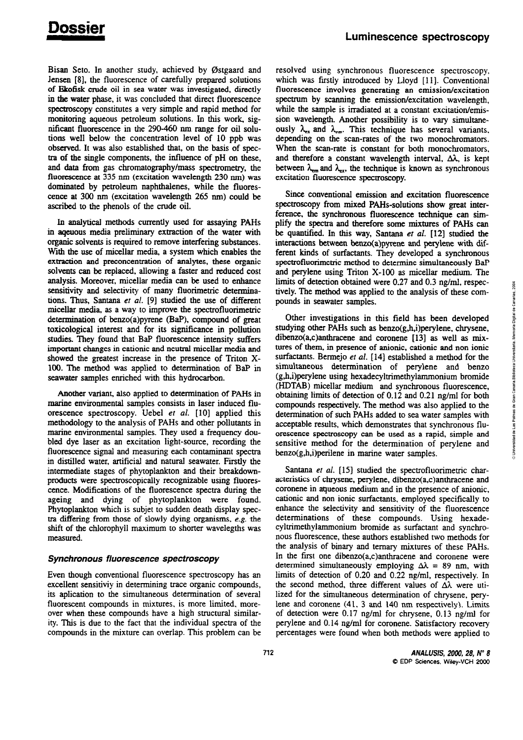Bisan Seto. In another study, achieved by Østgaard and Jensen [8], the fluorescence of carefully prepared solutions of Ekofisk crude oil in sea water was investigated, directly in the water phase, it was concluded that direct fluorescence spectroscopy constitutes a very simple and rapid method for monitoring aqueous petroleum solutions. In this work, significant fluorescence in the 290-460 nm range for oil solutions well below the concentration level of 10 ppb was observed. It was also established that, on the basis of spectra of the single components, the influence of pH on these, and data from gas chromatography/mass spectrometry, the fluorescence at 335 nm (excitation wavelength 230 nm) was dominated by petroleum naphthalenes, while the fluorescence at 300 nm (excitation wavelength 265 nm) could be ascribed to the phenols of the crude oil.

In analytical methods currently used for assaying PAHs in aqeuous media preliminary extraction of the water with organic solvents is required to remove interfering substances. With the use of micellar media, a system which enables the extraction and preconcentration of analytes, these organic solvents can be replaced, allowing a faster and reduced cost analysis. Moreover, micellar media can be used to enhance sensitivity and selectivity of many fluorimetric determinations. Thus, Santana *et al.* [9] studied the use of different micellar media, as a way to improve the spectrofluorimetric determination of benzo(a)pyrene (BaP), compound of great toxicological interest and for its significance in pollution studies. They found that BaP fluorescence intensity suffers important changes in cationic and neutral micellar media and showed the greatest increase in the presence of Triton X-100. The method was applied to determination of BaP in seawater samples enriched with this hydrocarbon.

Another variant, also applied to determination of PAHs in marine environmental samples consists in laser induced fluorescence spectroscopy. Uebel *et al.* [10] applied this methodology to the analysis of PAHs and other pollutants in marine environmental samples. They used a frequency doubled dye laser as an excitation light-source, recording the fluorescence signal and measuring each contaminant spectra in distilled water, artificial and natural seawater. Firstly the intermediate stages of phytoplankton and their breakdown-products were spectroscopically recognizable using fluorescence. Modifications of the fluorescence spectra during the ageing and dying of phytoplankton were found. Phytoplankton which is subjet to sudden death display spectra differing from those of slowly dying organisms, *e.g.* the shift of the chlorophyll maximum to shorter wavelegths was measured.

### *Synchronous fluorescence spectroscopy*

Even though conventional fluorescence spectroscopy has an excellent sensitiviy in determining trace organic compounds, its aplication to the simultaneous determination of several fluorescent compounds in mixtures, is more limited, moreover when these compounds have a high structural similarity. This is due to the fact that the individual spectra of the compounds in the mixture can overlap. This problem can be resolved using synchronous fluorescence spectroscopy, which was firstly introduced by Lloyd [11]. Conventional fluorescence involves generating an emission/excitation spectrum by scanning the emission/excitation wavelength, while the sample is irradiated at a constant excitation/emission wavelength. Another possibility is to vary simultaneously $\lambda_{ex}$ and $\lambda_{em}$. This technique has several variants, depending on the scan-rates of the two monochromators. When the scan-rate is constant for both monochromators, and therefore a constant wavelength interval, $\Delta\lambda$, is kept between $\lambda_{em}$ and $\lambda_{ex}$, the technique is known as synchronous excitation fluorescence spectroscopy.

Since conventional emission and excitation fluorescence spectroscopy from mixed PAHs-solutions show great interference, the synchronous fluorescence technique can simplify the spectra and therefore some mixtures of PAHs can be quantified. In this way, Santana *et al.* [12] studied the interactions between benzo(a)pyrene and perylene with different kinds of surfactants. They developed a synchronous spectrofluorimetric method to determine simultaneously BaP and perylene using Triton X-100 as micellar medium. The limits of detection obtained were 0.27 and 0.3 ng/ml, respectively. The method was applied to the analysis of these compounds in seawater samples.

Other investigations in this field has been developed studying other PAHs such as benzo(g,h,i)perylene, chrysene, dibenzo(a,c)anthracene and coronene [13] as well as mixtures of them, in presence of anionic, cationic and non ionic surfactants. Bermejo *et al.* [14] established a method for the simultaneous determination of perylene and benzo (g,h,i)perylene using hexadecyltrimethylammonium bromide (HDTAB) micellar medium and synchronous fluorescence, obtaining limits of detection of 0.12 and 0.21 ng/ml for both compounds respectively. The method was also applied to the determination of such PAHs added to sea water samples with acceptable results, which demonstrates that synchronous fluorescence spectroscopy can be used as a rapid, simple and sensitive method for the determination of perylene and benzo(g,h,i)perilene in marine water samples.

Santana *et al.* [15] studied the spectrofluorimetric characteristics of chrysene, perylene, dibenzo(a,c)anthracene and coronene in aqueous medium and in the presence of anionic, cationic and non ionic surfactants, employed specifically to enhance the selectivity and sensitivity of the fluorescence determinations of these compounds. Using hexadecyltrimethylammonium bromide as surfactant and synchronous fluorescence, these authors established two methods for the analysis of binary and ternary mixtures of these PAHs. In the first one dibenzo(a,c)anthracene and coronene were determined simultaneously employing $\Delta\lambda$ = 89 nm, with limits of detection of 0.20 and 0.22 ng/ml, respectively. In the second method, three different values of $\Delta\lambda$ were utilized for the simultaneous determination of chrysene, perylene and coronene (41, 3 and 140 nm respectively). Limits of detection were 0.17 ng/ml for chrysene, 0.13 ng/ml for perylene and 0.14 ng/ml for coronene. Satisfactory recovery percentages were found when both methods were applied to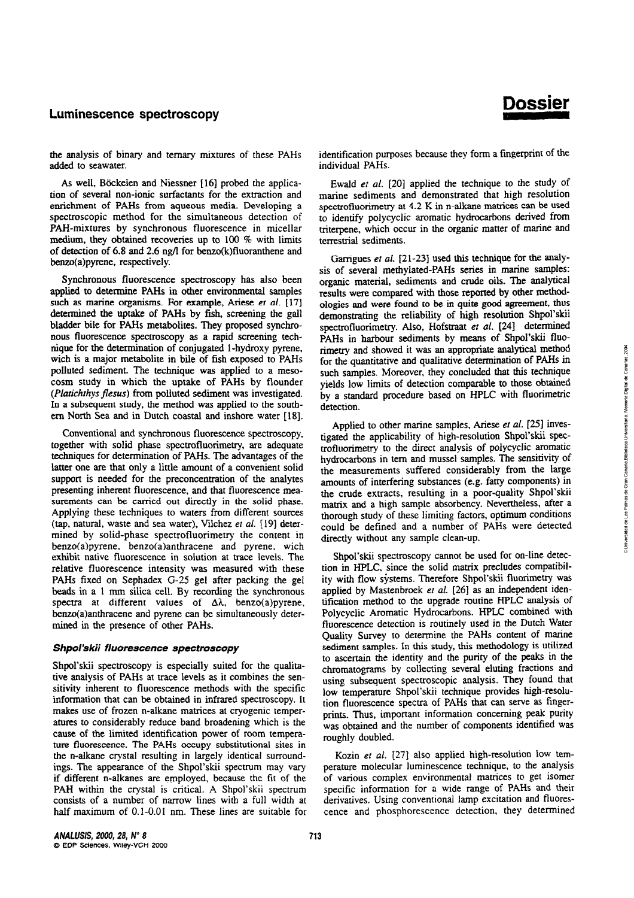the analysis of binary and ternary mixtures of these PAHs added to seawater.

As well, Böckelen and Niessner [16] probed the application of several non-ionic surfactants for the extraction and enrichment of PAHs from aqueous media. Developing a spectroscopic method for the simultaneous detection of PAH-mixtures by synchronous fluorescence in micellar medium, they obtained recoveries up to 100 % with limits of detection of 6.8 and 2.6 ng/l for benzo(k)fluoranthene and benzo(a)pyrene, respectively.

Synchronous fluorescence spectroscopy has also been applied to determine PAHs in other environmental samples such as marine organisms. For example, Ariese *et al.* [17] determined the uptake of PAHs by fish, screening the gall bladder bile for PAHs metabolites. They proposed synchronous fluorescence spectroscopy as a rapid screening technique for the determination of conjugated 1-hydroxy pyrene, wich is a major metabolite in bile of fish exposed to PAHs polluted sediment. The technique was applied to a mesocosm study in which the uptake of PAHs by flounder (*Platichthys flesus*) from polluted sediment was investigated. In a subsequent study, the method was applied to the southern North Sea and in Dutch coastal and inshore water [18].

Conventional and synchronous fluorescence spectroscopy, together with solid phase spectrofluorimetry, are adequate techniques for determination of PAHs. The advantages of the latter one are that only a little amount of a convenient solid support is needed for the preconcentration of the analytes presenting inherent fluorescence, and that fluorescence measurements can be carried out directly in the solid phase. Applying these techniques to waters from different sources (tap, natural, waste and sea water), Vilchez *et al.* [19] determined by solid-phase spectrofluorimetry the content in benzo(a)pyrene, benzo(a)anthracene and pyrene, wich exhibit native fluorescence in solution at trace levels. The relative fluorescence intensity was measured with these PAHs fixed on Sephadex G-25 gel after packing the gel beads in a 1 mm silica cell. By recording the synchronous spectra at different values of $\Delta\lambda$, benzo(a)pyrene, benzo(a)anthracene and pyrene can be simultaneously determined in the presence of other PAHs.

### *Shpol'skii fluorescence spectroscopy*

Shpol'skii spectroscopy is especially suited for the qualitative analysis of PAHs at trace levels as it combines the sensitivity inherent to fluorescence methods with the specific information that can be obtained in infrared spectroscopy. It makes use of frozen n-alkane matrices at cryogenic temperatures to considerably reduce band broadening which is the cause of the limited identification power of room temperature fluorescence. The PAHs occupy substitutional sites in the n-alkane crystal resulting in largely identical surroundings. The appearance of the Shpol'skii spectrum may vary if different n-alkanes are employed, because the fit of the PAH within the crystal is critical. A Shpol'skii spectrum consists of a number of narrow lines with a full width at half maximum of 0.1-0.01 nm. These lines are suitable for identification purposes because they form a fingerprint of the individual PAHs.

Ewald *et al.* [20] applied the technique to the study of marine sediments and demonstrated that high resolution spectrofluorimetry at 4.2 K in n-alkane matrices can be used to identify polycyclic aromatic hydrocarbons derived from triterpene, which occur in the organic matter of marine and terrestrial sediments.

Garrigues *et al.* [21-23] used this technique for the analysis of several methylated-PAHs series in marine samples: organic material, sediments and crude oils. The analytical results were compared with those reported by other methodologies and were found to be in quite good agreement, thus demonstrating the reliability of high resolution Shpol'skii spectrofluorimetry. Also, Hofstraat *et al.* [24] determined PAHs in harbour sediments by means of Shpol'skii fluorimetry and showed it was an appropriate analytical method for the quantitative and qualitative determination of PAHs in such samples. Moreover, they concluded that this technique yields low limits of detection comparable to those obtained by a standard procedure based on HPLC with fluorimetric detection.

Applied to other marine samples, Ariese *et al.* [25] investigated the applicability of high-resolution Shpol'skii spectrofluorimetry to the direct analysis of polycyclic aromatic hydrocarbons in tern and mussel samples. The sensitivity of the measurements suffered considerably from the large amounts of interfering substances (e.g. fatty components) in the crude extracts, resulting in a poor-quality Shpol'skii matrix and a high sample absorbency. Nevertheless, after a thorough study of these limiting factors, optimum conditions could be defined and a number of PAHs were detected directly without any sample clean-up.

Shpol'skii spectroscopy cannot be used for on-line detection in HPLC, since the solid matrix precludes compatibility with flow systems. Therefore Shpol'skii fluorimetry was applied by Mastenbroek *et al.* [26] as an independent identification method to the upgrade routine HPLC analysis of Polycyclic Aromatic Hydrocarbons. HPLC combined with fluorescence detection is routinely used in the Dutch Water Quality Survey to determine the PAHs content of marine sediment samples. In this study, this methodology is utilized to ascertain the identity and the purity of the peaks in the chromatograms by collecting several eluting fractions and using subsequent spectroscopic analysis. They found that low temperature Shpol'skii technique provides high-resolution fluorescence spectra of PAHs that can serve as fingerprints. Thus, important information concerning peak purity was obtained and the number of components identified was roughly doubled.

Kozin *et al.* [27] also applied high-resolution low temperature molecular luminescence technique, to the analysis of various complex environmental matrices to get isomer specific information for a wide range of PAHs and their derivatives. Using conventional lamp excitation and fluorescence and phosphorescence detection, they determined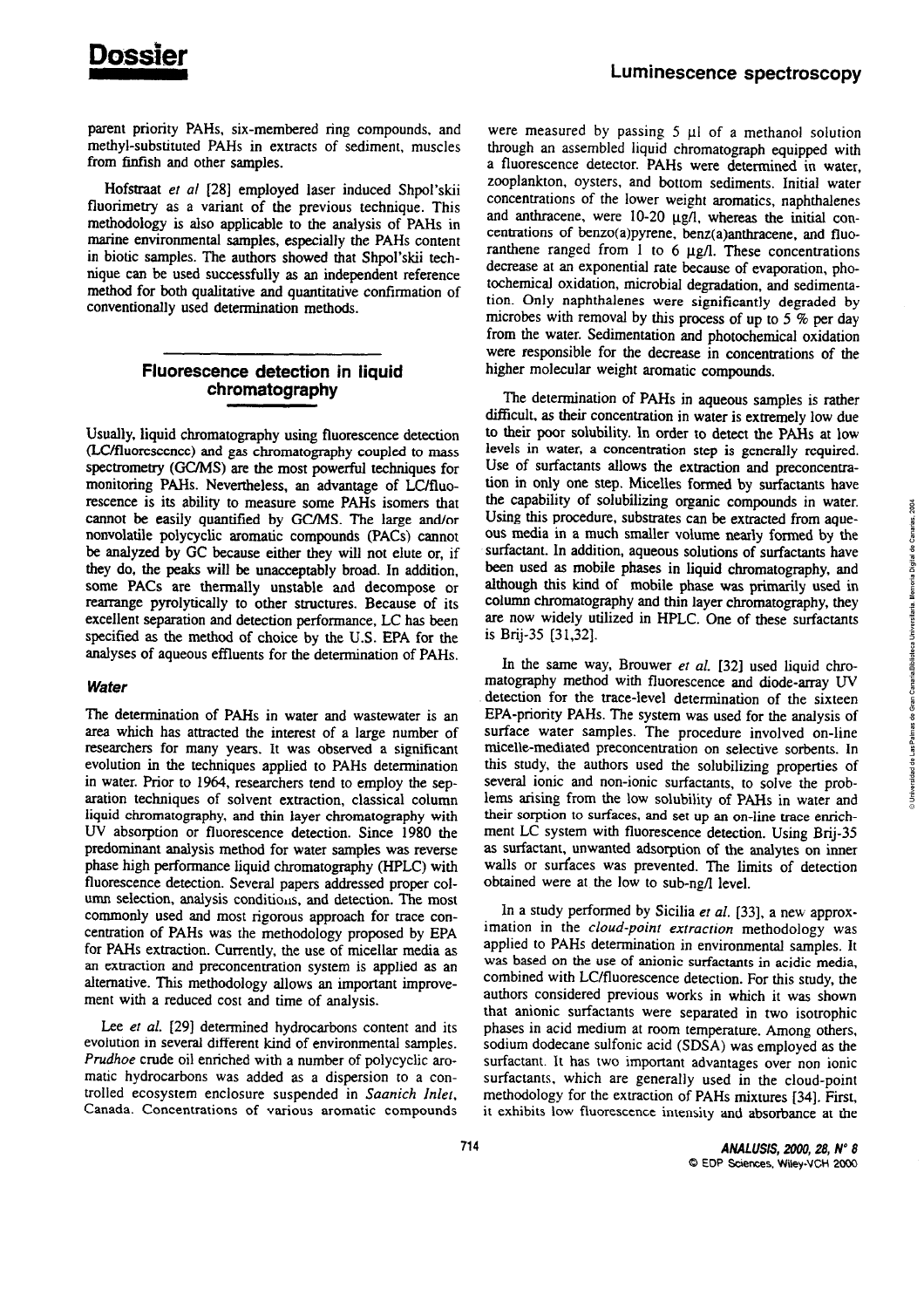parent priority PAHs, six-membered ring compounds, and methyl-substituted PAHs in extracts of sediment, muscles from finfish and other samples.

Hofstraat *et al* [28] employed laser induced Shpol'skii fluorimetry as a variant of the previous technique. This methodology is also applicable to the analysis of PAHs in marine environmental samples, especially the PAHs content in biotic samples. The authors showed that Shpol'skii technique can be used successfully as an independent reference method for both qualitative and quantitative confirmation of conventionally used determination methods.

## Fluorescence detection in liquid chromatography

Usually, liquid chromatography using fluorescence detection (LC/fluorescence) and gas chromatography coupled to mass spectrometry (GC/MS) are the most powerful techniques for monitoring PAHs. Nevertheless, an advantage of LC/fluorescence is its ability to measure some PAHs isomers that cannot be easily quantified by GC/MS. The large and/or nonvolatile polycyclic aromatic compounds (PACs) cannot be analyzed by GC because either they will not elute or, if they do, the peaks will be unacceptably broad. In addition, some PACs are thermally unstable and decompose or rearrange pyrolytically to other structures. Because of its excellent separation and detection performance, LC has been specified as the method of choice by the U.S. EPA for the analyses of aqueous effluents for the determination of PAHs.

### *Water*

The determination of PAHs in water and wastewater is an area which has attracted the interest of a large number of researchers for many years. It was observed a significant evolution in the techniques applied to PAHs determination in water. Prior to 1964, researchers tend to employ the separation techniques of solvent extraction, classical column liquid chromatography, and thin layer chromatography with UV absorption or fluorescence detection. Since 1980 the predominant analysis method for water samples was reverse phase high performance liquid chromatography (HPLC) with fluorescence detection. Several papers addressed proper column selection, analysis conditions, and detection. The most commonly used and most rigorous approach for trace concentration of PAHs was the methodology proposed by EPA for PAHs extraction. Currently, the use of micellar media as an extraction and preconcentration system is applied as an alternative. This methodology allows an important improvement with a reduced cost and time of analysis.

Lee *et al.* [29] determined hydrocarbons content and its evolution in several different kind of environmental samples. *Prudhoe* crude oil enriched with a number of polycyclic aromatic hydrocarbons was added as a dispersion to a controlled ecosystem enclosure suspended in *Saanich Inlet*, Canada. Concentrations of various aromatic compounds were measured by passing 5 µl of a methanol solution through an assembled liquid chromatograph equipped with a fluorescence detector. PAHs were determined in water, zooplankton, oysters, and bottom sediments. Initial water concentrations of the lower weight aromatics, naphthalenes and anthracene, were 10-20 µg/l, whereas the initial concentrations of benzo(a)pyrene, benz(a)anthracene, and fluoranthene ranged from 1 to 6 µg/l. These concentrations decrease at an exponential rate because of evaporation, photochemical oxidation, microbial degradation, and sedimentation. Only naphthalenes were significantly degraded by microbes with removal by this process of up to 5 % per day from the water. Sedimentation and photochemical oxidation were responsible for the decrease in concentrations of the higher molecular weight aromatic compounds.

The determination of PAHs in aqueous samples is rather difficult, as their concentration in water is extremely low due to their poor solubility. In order to detect the PAHs at low levels in water, a concentration step is generally required. Use of surfactants allows the extraction and preconcentration in only one step. Micelles formed by surfactants have the capability of solubilizing organic compounds in water. Using this procedure, substrates can be extracted from aqueous media in a much smaller volume nearly formed by the surfactant. In addition, aqueous solutions of surfactants have been used as mobile phases in liquid chromatography, and although this kind of mobile phase was primarily used in column chromatography and thin layer chromatography, they are now widely utilized in HPLC. One of these surfactants is Brij-35 [31,32].

In the same way, Brouwer *et al.* [32] used liquid chromatography method with fluorescence and diode-array UV detection for the trace-level determination of the sixteen EPA-priority PAHs. The system was used for the analysis of surface water samples. The procedure involved on-line micelle-mediated preconcentration on selective sorbents. In this study, the authors used the solubilizing properties of several ionic and non-ionic surfactants, to solve the problems arising from the low solubility of PAHs in water and their sorption to surfaces, and set up an on-line trace enrichment LC system with fluorescence detection. Using Brij-35 as surfactant, unwanted adsorption of the analytes on inner walls or surfaces was prevented. The limits of detection obtained were at the low to sub-ng/l level.

In a study performed by Sicilia *et al.* [33], a new approximation in the *cloud-point extraction* methodology was applied to PAHs determination in environmental samples. It was based on the use of anionic surfactants in acidic media, combined with LC/fluorescence detection. For this study, the authors considered previous works in which it was shown that anionic surfactants were separated in two isotrophic phases in acid medium at room temperature. Among others, sodium dodecane sulfonic acid (SDSA) was employed as the surfactant. It has two important advantages over non ionic surfactants, which are generally used in the cloud-point methodology for the extraction of PAHs mixtures [34]. First, it exhibits low fluorescence intensity and absorbance at the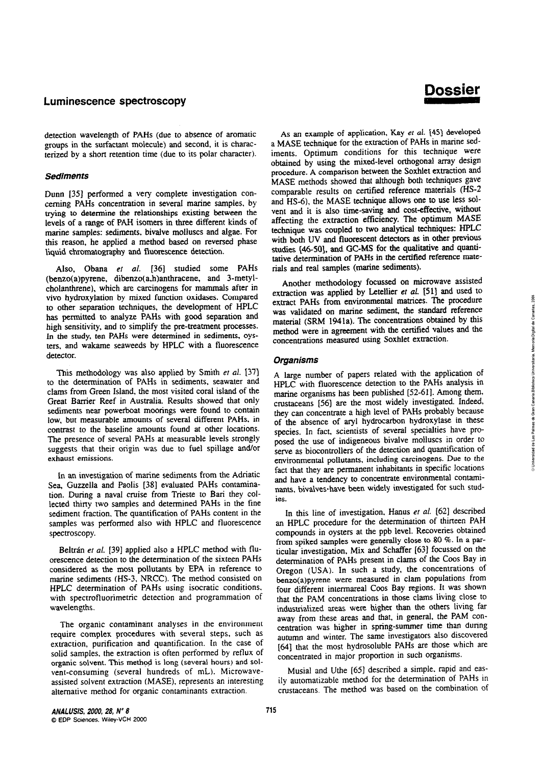detection wavelength of PAHs (due to absence of aromatic groups in the surfactant molecule) and second, it is characterized by a short retention time (due to its polar character).

### Sediments

Dunn [35] performed a very complete investigation concerning PAHs concentration in several marine samples, by trying to determine the relationships existing between the levels of a range of PAH isomers in three different kinds of marine samples: sediments, bivalve molluscs and algae. For this reason, he applied a method based on reversed phase liquid chromatography and fluorescence detection.

Also, Obana *et al.* [36] studied some PAHs (benzo(a)pyrene, dibenzo(a,h)anthracene, and 3-metylcholanthrene), which are carcinogens for mammals after in vivo hydroxylation by mixed function oxidases. Compared to other separation techniques, the development of HPLC has permitted to analyze PAHs with good separation and high sensitivity, and to simplify the pre-treatment processes. In the study, ten PAHs were determined in sediments, oysters, and wakame seaweeds by HPLC with a fluorescence detector.

This methodology was also applied by Smith *et al.* [37] to the determination of PAHs in sediments, seawater and clams from Green Island, the most visited coral island of the Great Barrier Reef in Australia. Results showed that only sediments near powerboat moorings were found to contain low, but measurable amounts of several different PAHs, in contrast to the baseline amounts found at other locations. The presence of several PAHs at measurable levels strongly suggests that their origin was due to fuel spillage and/or exhaust emissions.

In an investigation of marine sediments from the Adriatic Sea, Guzzella and Paolis [38] evaluated PAHs contamination. During a naval cruise from Trieste to Bari they collected thirty two samples and determined PAHs in the fine sediment fraction. The quantification of PAHs content in the samples was performed also with HPLC and fluorescence spectroscopy.

Beltrán *et al.* [39] applied also a HPLC method with fluorescence detection to the determination of the sixteen PAHs considered as the most pollutants by EPA in reference to marine sediments (HS-3, NRCC). The method consisted on HPLC determination of PAHs using isocratic conditions, with spectrofluorimetric detection and programmation of wavelengths.

The organic contaminant analyses in the environment require complex procedures with several steps, such as extraction, purification and quantification. In the case of solid samples, the extraction is often performed by reflux of organic solvent. This method is long (several hours) and solvent-consuming (several hundreds of mL). Microwave-assisted solvent extraction (MASE), represents an interesting alternative method for organic contaminants extraction.

As an example of application, Kay *et al.* [45] developed a MASE technique for the extraction of PAHs in marine sediments. Optimum conditions for this technique were obtained by using the mixed-level orthogonal array design procedure. A comparison between the Soxhlet extraction and MASE methods showed that although both techniques gave comparable results on certified reference materials (HS-2 and HS-6), the MASE technique allows one to use less solvent and it is also time-saving and cost-effective, without affecting the extraction efficiency. The optimum MASE technique was coupled to two analytical techniques: HPLC with both UV and fluorescent detectors as in other previous studies [46-50], and GC-MS for the qualitative and quantitative determination of PAHs in the certified reference materials and real samples (marine sediments).

Another methodology focussed on microwave assisted extraction was applied by Letellier *et al.* [51] and used to extract PAHs from environmental matrices. The procedure was validated on marine sediment, the standard reference material (SRM 1941a). The concentrations obtained by this method were in agreement with the certified values and the concentrations measured using Soxhlet extraction.

### Organisms

A large number of papers related with the application of HPLC with fluorescence detection to the PAHs analysis in marine organisms has been published [52-61]. Among them, crustaceans [56] are the most widely investigated. Indeed, they can concentrate a high level of PAHs probably because of the absence of aryl hydrocarbon hydroxylase in these species. In fact, scientists of several specialties have proposed the use of indigeneous bivalve molluscs in order to serve as biocontrollers of the detection and quantification of environmental pollutants, including carcinogens. Due to the fact that they are permanent inhabitants in specific locations and have a tendency to concentrate environmental contaminants, bivalves have been widely investigated for such studies.

In this line of investigation, Hanus *et al.* [62] described an HPLC procedure for the determination of thirteen PAH compounds in oysters at the ppb level. Recoveries obtained from spiked samples were generally close to 80 %. In a particular investigation, Mix and Schaffer [63] focussed on the determination of PAHs present in clams of the Coos Bay in Oregon (USA). In such a study, the concentrations of benzo(a)pyrene were measured in clam populations from four different intermareal Coos Bay regions. It was shown that the PAM concentrations in those clams living close to industrialized areas were higher than the others living far away from these areas and that, in general, the PAM concentration was higher in spring-summer time than during autumn and winter. The same investigators also discovered [64] that the most hydrosoluble PAHs are those which are concentrated in major proportion in such organisms.

Musial and Uthe [65] described a simple, rapid and easily automatizable method for the determination of PAHs in crustaceans. The method was based on the combination of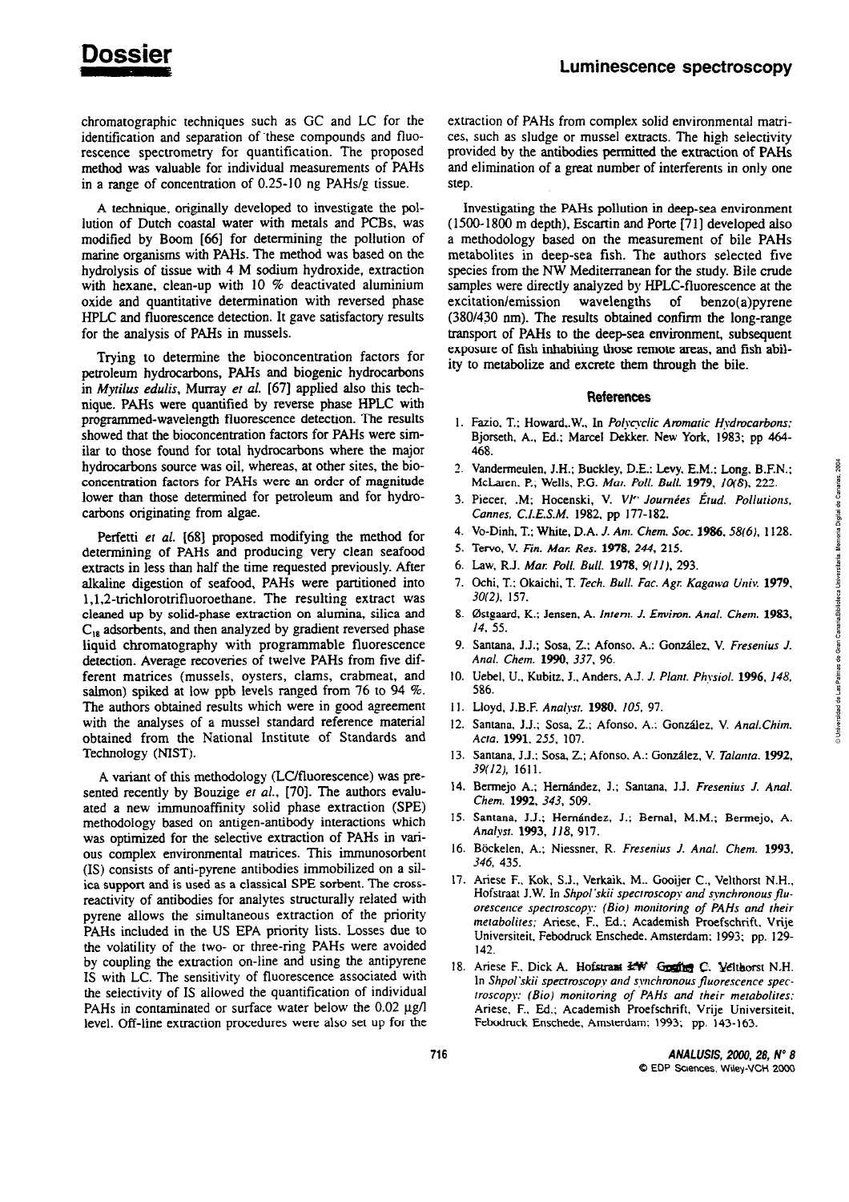chromatographic techniques such as GC and LC for the identification and separation of these compounds and fluorescence spectrometry for quantification. The proposed method was valuable for individual measurements of PAHs in a range of concentration of 0.25-10 ng PAHs/g tissue.

A technique, originally developed to investigate the pollution of Dutch coastal water with metals and PCBs, was modified by Boom [66] for determining the pollution of marine organisms with PAHs. The method was based on the hydrolysis of tissue with 4 M sodium hydroxide, extraction with hexane, clean-up with 10 % deactivated aluminium oxide and quantitative determination with reversed phase HPLC and fluorescence detection. It gave satisfactory results for the analysis of PAHs in mussels.

Trying to determine the bioconcentration factors for petroleum hydrocarbons, PAHs and biogenic hydrocarbons in *Mytilus edulis*, Murray *et al.* [67] applied also this technique. PAHs were quantified by reverse phase HPLC with programmed-wavelength fluorescence detection. The results showed that the bioconcentration factors for PAHs were similar to those found for total hydrocarbons where the major hydrocarbons source was oil, whereas, at other sites, the bioconcentration factors for PAHs were an order of magnitude lower than those determined for petroleum and for hydrocarbons originating from algae.

Perfetti *et al.* [68] proposed modifying the method for determining of PAHs and producing very clean seafood extracts in less than half the time requested previously. After alkaline digestion of seafood, PAHs were partitioned into 1,1,2-trichlorotrifluoroethane. The resulting extract was cleaned up by solid-phase extraction on alumina, silica and $C_{18}$ adsorbents, and then analyzed by gradient reversed phase liquid chromatography with programmable fluorescence detection. Average recoveries of twelve PAHs from five different matrices (mussels, oysters, clams, crabmeat, and salmon) spiked at low ppb levels ranged from 76 to 94 %. The authors obtained results which were in good agreement with the analyses of a mussel standard reference material obtained from the National Institute of Standards and Technology (NIST).

A variant of this methodology (LC/fluorescence) was presented recently by Bouzige *et al.*, [70]. The authors evaluated a new immunoaffinity solid phase extraction (SPE) methodology based on antigen-antibody interactions which was optimized for the selective extraction of PAHs in various complex environmental matrices. This immunosorbent (IS) consists of anti-pyrene antibodies immobilized on a silica support and is used as a classical SPE sorbent. The cross-reactivity of antibodies for analytes structurally related with pyrene allows the simultaneous extraction of the priority PAHs included in the US EPA priority lists. Losses due to the volatility of the two- or three-ring PAHs were avoided by coupling the extraction on-line and using the antipyrene IS with LC. The sensitivity of fluorescence associated with the selectivity of IS allowed the quantification of individual PAHs in contaminated or surface water below the 0.02 µg/l level. Off-line extraction procedures were also set up for the extraction of PAHs from complex solid environmental matrices, such as sludge or mussel extracts. The high selectivity provided by the antibodies permitted the extraction of PAHs and elimination of a great number of interferents in only one step.

Investigating the PAHs pollution in deep-sea environment (1500-1800 m depth), Escartin and Porte [71] developed also a methodology based on the measurement of bile PAHs metabolites in deep-sea fish. The authors selected five species from the NW Mediterranean for the study. Bile crude samples were directly analyzed by HPLC-fluorescence at the excitation/emission wavelengths of benzo(a)pyrene (380/430 nm). The results obtained confirm the long-range transport of PAHs to the deep-sea environment, subsequent exposure of fish inhabiting those remote areas, and fish ability to metabolize and excrete them through the bile.

## References

1. Fazio, T.; Howard, W., In *Polycyclic Aromatic Hydrocarbons;* Bjorseth, A., Ed.; Marcel Dekker. New York, 1983; pp 464-468.
2. Vandermeulen, J.H.; Buckley, D.E.; Levy, E.M.; Long, B.F.N.; McLaren, P.; Wells, P.G. *Mar. Poll. Bull.* **1979**, *10(8)*, 222.
3. Piecer, .M; Hocenski, V. *VI^e Journées Étud. Pollutions, Cannes, C.I.E.S.M.* 1982, pp 177-182.
4. Vo-Dinh, T.; White, D.A. *J. Am. Chem. Soc.* **1986**, *58(6)*, 1128.
5. Tervo, V. *Fin. Mar. Res.* **1978**, *244*, 215.
6. Law, R.J. *Mar. Poll. Bull.* **1978**, *9(11)*, 293.
7. Ochi, T.; Okaichi, T. *Tech. Bull. Fac. Agr. Kagawa Univ.* **1979**, *30(2)*, 157.
8. Østgaard, K.; Jensen, A. *Intern. J. Environ. Anal. Chem.* **1983**, *14*, 55.
9. Santana, J.J.; Sosa, Z.; Afonso, A.; González, V. *Fresenius J. Anal. Chem.* **1990**, *337*, 96.
10. Uebel, U., Kubitz, J., Anders, A.J. *J. Plant. Physiol.* **1996**, *148*, 586.
11. Lloyd, J.B.F. *Analyst.* **1980**, *105*, 97.
12. Santana, J.J.; Sosa, Z.; Afonso, A.; González, V. *Anal.Chim. Acta.* **1991**, *255*, 107.
13. Santana, J.J.; Sosa, Z.; Afonso, A.; González, V. *Talanta.* **1992**, *39(12)*, 1611.
14. Bermejo A.; Hernández, J.; Santana, J.J. *Fresenius J. Anal. Chem.* **1992**, *343*, 509.
15. Santana, J.J.; Hernández, J.; Bernal, M.M.; Bermejo, A. *Analyst.* **1993**, *118*, 917.
16. Böckelen, A.; Niessner, R. *Fresenius J. Anal. Chem.* **1993**, *346*, 435.
17. Ariese F., Kok, S.J., Verkaik, M., Gooijer C., Velthorst N.H., Hofstraat J.W. In *Shpol'skii spectroscopy and synchronous fluorescence spectroscopy: (Bio) monitoring of PAHs and their metabolites;* Ariese, F., Ed.; Academish Proefschrift, Vrije Universiteit, Febodruck Enschede, Amsterdam; 1993; pp. 129-142.
18. Ariese F., Dick A. Hofstraat J.W. Gooijer C. Velthorst N.H. In *Shpol'skii spectroscopy and synchronous fluorescence spectroscopy: (Bio) monitoring of PAHs and their metabolites;* Ariese, F., Ed.; Academish Proefschrift, Vrije Universiteit, Febodruck Enschede, Amsterdam; 1993; pp. 143-163.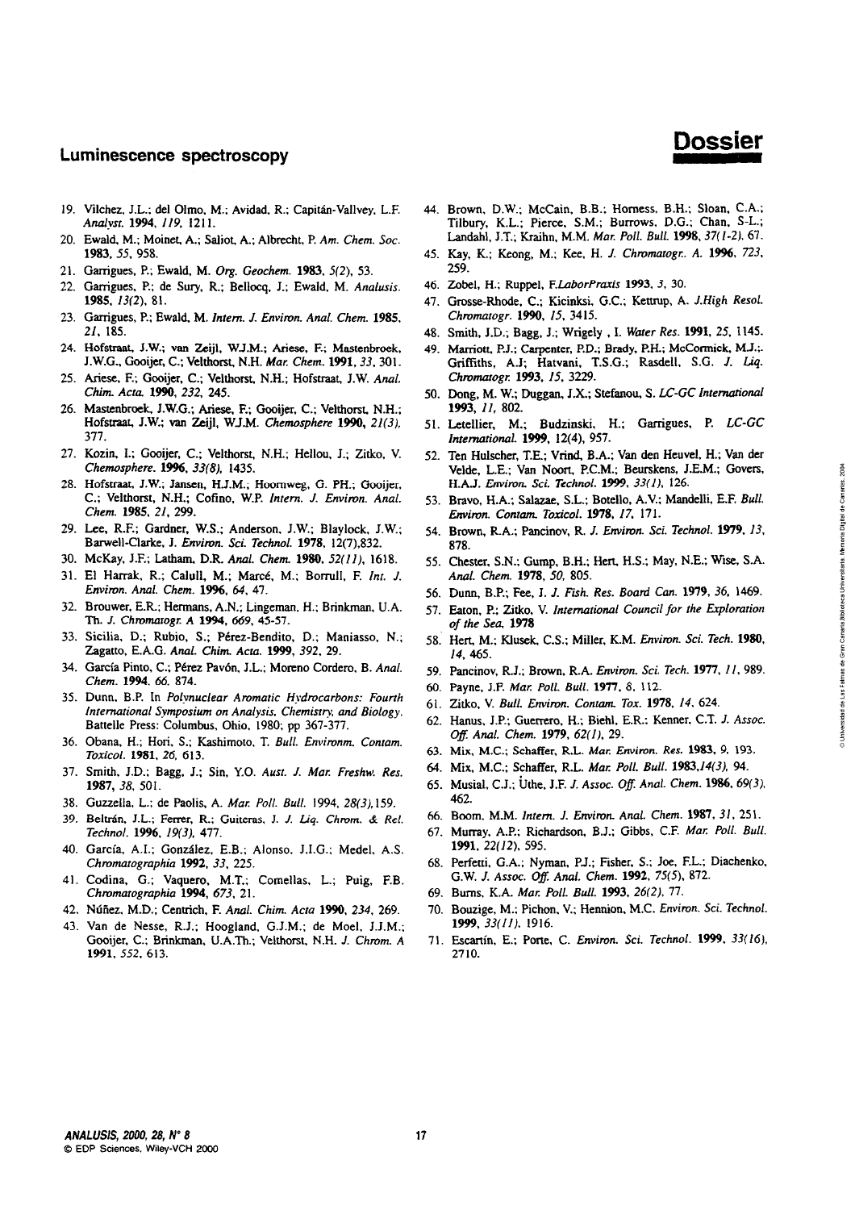19. Vílchez, J.L.; del Olmo, M.; Avidad, R.; Capitán-Vallvey, L.F. *Analyst.* **1994**, *119*, 1211.
20. Ewald, M.; Moinet, A.; Saliot, A.; Albrecht, P. *Am. Chem. Soc.* **1983**, *55*, 958.
21. Garrigues, P.; Ewald, M. *Org. Geochem.* **1983**, *5(2)*, 53.
22. Garrigues, P.; de Sury, R.; Bellocq, J.; Ewald, M. *Analusis.* **1985**, *13(2)*, 81.
23. Garrigues, P.; Ewald, M. *Intern. J. Environ. Anal. Chem.* **1985**, *21*, 185.
24. Hofstraat, J.W.; van Zeijl, W.J.M.; Ariese, F.; Mastenbroek, J.W.G., Gooijer, C.; Velthorst, N.H. *Mar. Chem.* **1991**, *33*, 301.
25. Ariese, F.; Gooijer, C.; Velthorst, N.H.; Hofstraat, J.W. *Anal. Chim. Acta.* **1990**, *232*, 245.
26. Mastenbroek, J.W.G.; Ariese, F.; Gooijer, C.; Velthorst, N.H.; Hofstraat, J.W.; van Zeijl, W.J.M. *Chemosphere* **1990**, *21(3)*, 377.
27. Kozin, I.; Gooijer, C.; Velthorst, N.H.; Hellou, J.; Zitko, V. *Chemosphere.* **1996**, *33(8)*, 1435.
28. Hofstraat, J.W.; Jansen, H.J.M.; Hoornweg, G. PH.; Gooijer, C.; Velthorst, N.H.; Cofino, W.P. *Intern. J. Environ. Anal. Chem.* **1985**, *21*, 299.
29. Lee, R.F.; Gardner, W.S.; Anderson, J.W.; Blaylock, J.W.; Barwell-Clarke, J. *Environ. Sci. Technol.* **1978**, 12(7),832.
30. McKay, J.F.; Latham, D.R. *Anal. Chem.* **1980**, *52(11)*, 1618.
31. El Harrak, R.; Calull, M.; Marcé, M.; Borrull, F. *Int. J. Environ. Anal. Chem.* **1996**, *64*, 47.
32. Brouwer, E.R.; Hermans, A.N.; Lingeman, H.; Brinkman, U.A. Th. *J. Chromatogr. A* **1994**, *669*, 45-57.
33. Sicilia, D.; Rubio, S.; Pérez-Bendito, D.; Maniasso, N.; Zagatto, E.A.G. *Anal. Chim. Acta.* **1999**, *392*, 29.
34. García Pinto, C.; Pérez Pavón, J.L.; Moreno Cordero, B. *Anal. Chem.* **1994**. *66*. 874.
35. Dunn, B.P. In *Polynuclear Aromatic Hydrocarbons: Fourth International Symposium on Analysis, Chemistry, and Biology.* Battelle Press: Columbus, Ohio, 1980; pp 367-377.
36. Obana, H.; Hori, S.; Kashimoto, T. *Bull. Environm. Contam. Toxicol.* 1981, *26*, 613.
37. Smith, J.D.; Bagg, J.; Sin, Y.O. *Aust. J. Mar. Freshw. Res.* **1987**, *38*, 501.
38. Guzzella, L.; de Paolis, A. *Mar. Poll. Bull.* 1994, *28(3)*,159.
39. Beltrán, J.L.; Ferrer, R.; Guiteras, J. *J. Liq. Chrom. & Rel. Technol.* **1996**, *19(3)*, 477.
40. García, A.I.; González, E.B.; Alonso, J.I.G.; Medel, A.S. *Chromatographia* **1992**, *33*, 225.
41. Codina, G.; Vaquero, M.T.; Comellas, L.; Puig, F.B. *Chromatographia* **1994**, *673*, 21.
42. Núñez, M.D.; Centrich, F. *Anal. Chim. Acta* **1990**, *234*, 269.
43. Van de Nesse, R.J.; Hoogland, G.J.M.; de Moel, J.J.M.; Gooijer, C.; Brinkman, U.A.Th.; Velthorst, N.H. *J. Chrom. A* **1991**, *552*, 613.
44. Brown, D.W.; McCain, B.B.; Horness, B.H.; Sloan, C.A.; Tilbury, K.L.; Pierce, S.M.; Burrows, D.G.; Chan, S-L.; Landahl, J.T.; Krahn, M.M. *Mar. Poll. Bull.* **1998**, *37(1-2)*, 67.
45. Kay, K.; Keong, M.; Kee, H. *J. Chromatogr.. A.* **1996**, *723*, 259.
46. Zobel, H.; Ruppel, *F.LaborPraxis* **1993**, *3*, 30.
47. Grosse-Rhode, C.; Kicinksi, G.C.; Kettrup, A. *J.High Resol. Chromatogr.* **1990**, *15*, 3415.
48. Smith, J.D.; Bagg, J.; Wrigely , I. *Water Res.* **1991**, *25*, 1145.
49. Marriott, P.J.; Carpenter, P.D.; Brady, P.H.; McCormick, M.J.;. Griffiths, A.J; Hatvani, T.S.G.; Rasdell, S.G. *J. Liq. Chromatogr.* **1993**, *15*, 3229.
50. Dong, M. W.; Duggan, J.X.; Stefanou, S. *LC-GC International* **1993**, *11*, 802.
51. Letellier, M.; Budzinski, H.; Garrigues, P. *LC-GC International.* **1999**, 12(4), 957.
52. Ten Hulscher, T.E.; Vrind, B.A.; Van den Heuvel, H.; Van der Velde, L.E.; Van Noort, P.C.M.; Beurskens, J.E.M.; Govers, H.A.J. *Environ. Sci. Technol.* **1999**, *33(1)*, 126.
53. Bravo, H.A.; Salazae, S.L.; Botello, A.V.; Mandelli, E.F. *Bull. Environ. Contam. Toxicol.* **1978**, *17*, 171.
54. Brown, R.A.; Pancinov, R. *J. Environ. Sci. Technol.* **1979**, *13*, 878.
55. Chester, S.N.; Gump, B.H.; Hert, H.S.; May, N.E.; Wise, S.A. *Anal. Chem.* **1978**, *50*, 805.
56. Dunn, B.P.; Fee, J. *J. Fish. Res. Board Can.* **1979**, *36*, 1469.
57. Eaton, P.; Zitko, V. *International Council for the Exploration of the Sea*, **1978**
58. Hert, M.; Klusek, C.S.; Miller, K.M. *Environ. Sci. Tech.* **1980**, *14*, 465.
59. Pancinov, R.J.; Brown, R.A. *Environ. Sci. Tech.* **1977**, *11*, 989.
60. Payne, J.F. *Mar. Poll. Bull.* **1977**, *8*, 112.
61. Zitko, V. *Bull. Environ. Contam. Tox.* **1978**, *14*, 624.
62. Hanus, J.P.; Guerrero, H.; Biehl, E.R.; Kenner, C.T. *J. Assoc. Off. Anal. Chem.* **1979**, *62(1)*, 29.
63. Mix, M.C.; Schaffer, R.L. *Mar. Environ. Res.* **1983**, *9*, 193.
64. Mix, M.C.; Schaffer, R.L. *Mar. Poll. Bull.* **1983**,*14(3)*, 94.
65. Musial, C.J.; Uthe, J.F. *J. Assoc. Off. Anal. Chem.* **1986**, *69(3)*, 462.
66. Boom, M.M. *Intern. J. Environ. Anal. Chem.* **1987**, *31*, 251.
67. Murray, A.P.; Richardson, B.J.; Gibbs, C.F. *Mar. Poll. Bull.* **1991**, *22(12)*, 595.
68. Perfetti, G.A.; Nyman, P.J.; Fisher, S.; Joe, F.L.; Diachenko, G.W. *J. Assoc. Off. Anal. Chem.* **1992**, *75(5)*, 872.
69. Burns, K.A. *Mar. Poll. Bull.* **1993**, *26(2)*, 77.
70. Bouzige, M.; Pichon, V.; Hennion, M.C. *Environ. Sci. Technol.* **1999**, *33(11)*, 1916.
71. Escartín, E.; Porte, C. *Environ. Sci. Technol.* **1999**, *33(16)*, 2710.